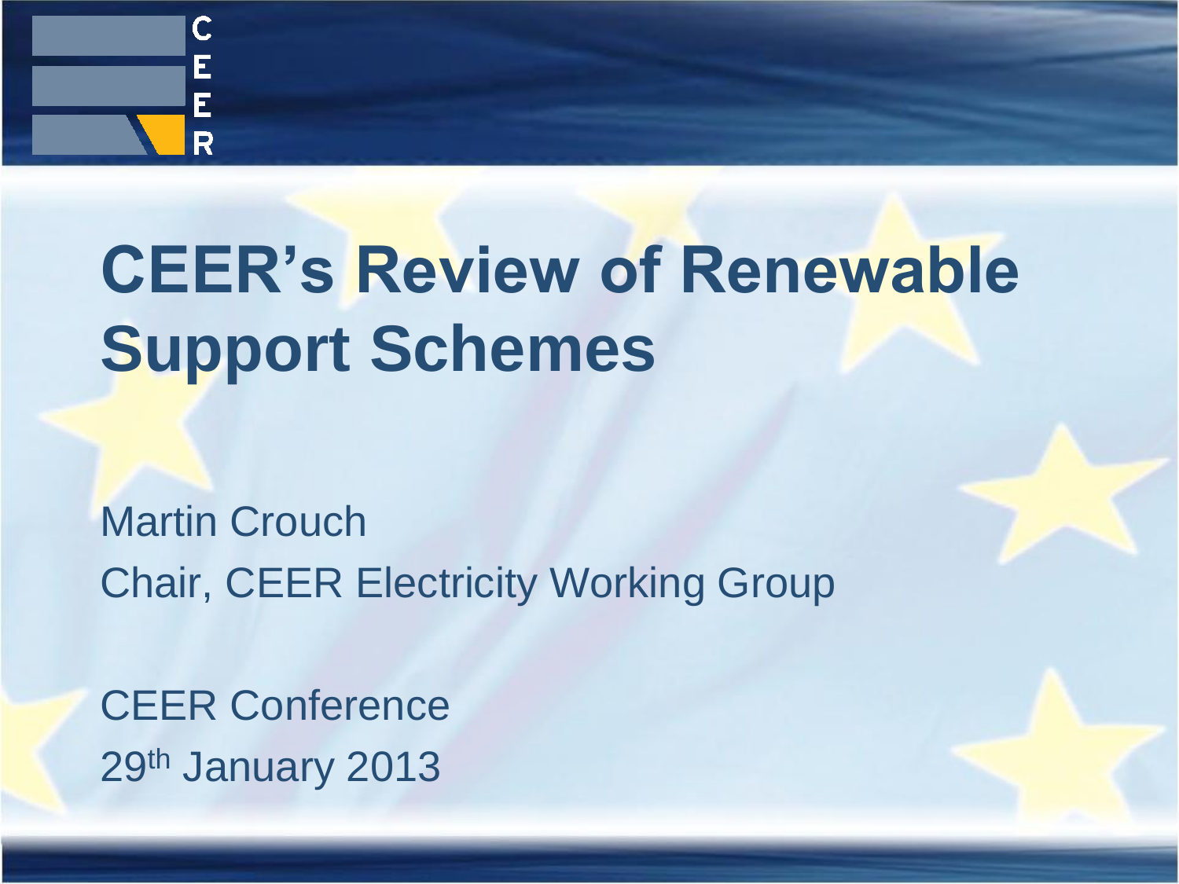# CEER's Review of Renewable Support Schemes

Martin Crouch

Chair, CEER Electricity Working Group

CEER Conference

29th January 2013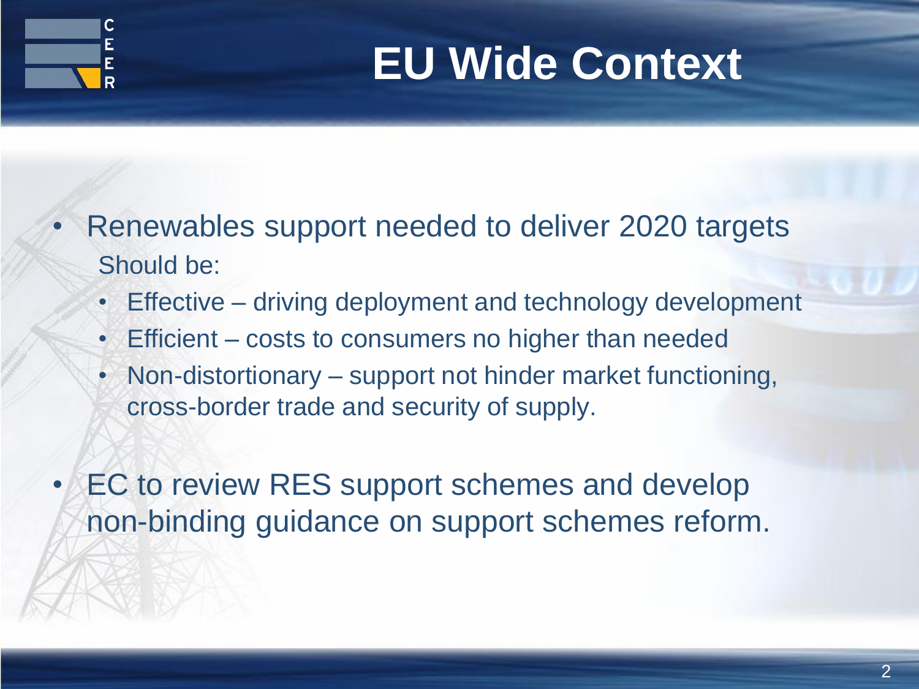# EU Wide Context

- Renewables support needed to deliver 2020 targets

  Should be:
  - Effective – driving deployment and technology development
  - Efficient – costs to consumers no higher than needed
  - Non-distortionary – support not hinder market functioning, cross-border trade and security of supply.

- EC to review RES support schemes and develop non-binding guidance on support schemes reform.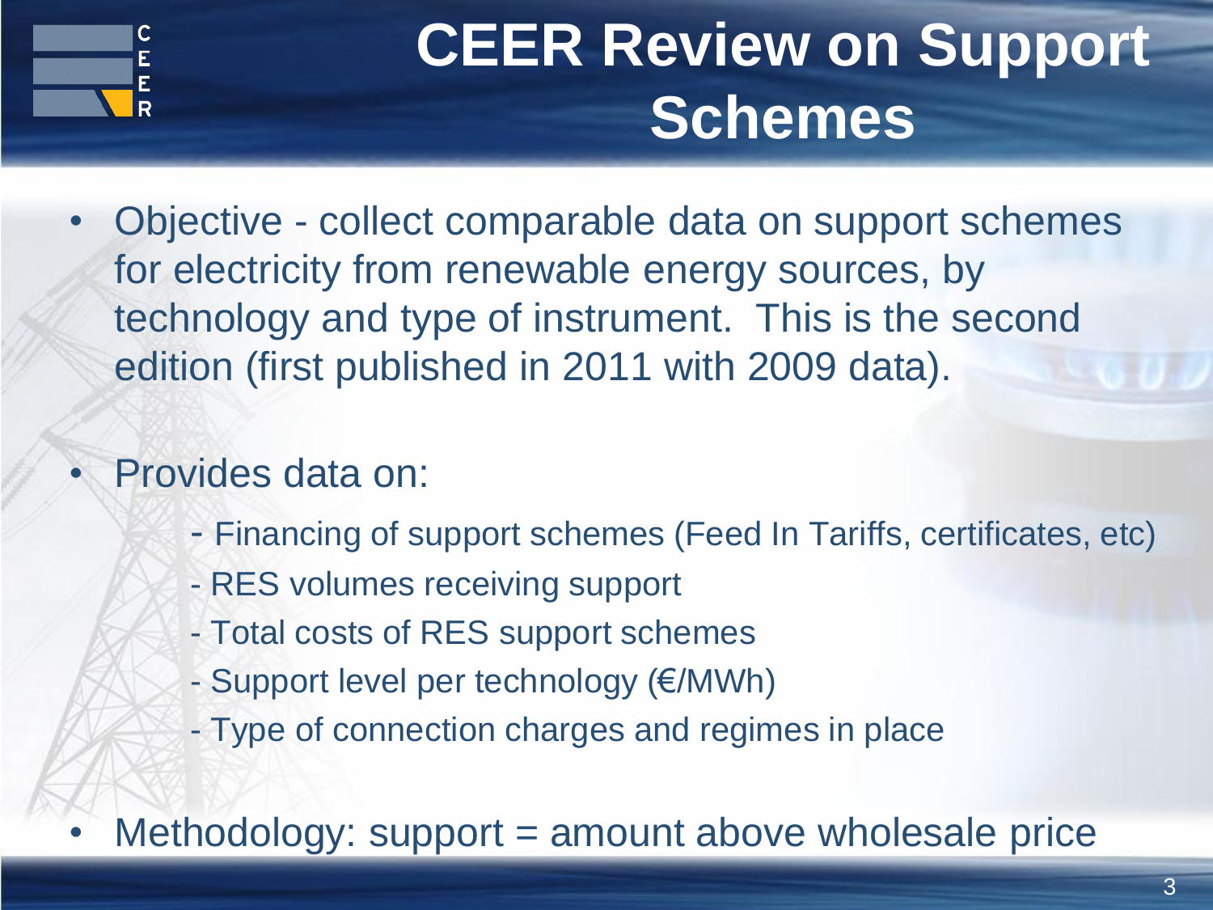# CEER Review on Support Schemes

- Objective - collect comparable data on support schemes for electricity from renewable energy sources, by technology and type of instrument. This is the second edition (first published in 2011 with 2009 data).

- Provides data on:
  - Financing of support schemes (Feed In Tariffs, certificates, etc)
  - RES volumes receiving support
  - Total costs of RES support schemes
  - Support level per technology (€/MWh)
  - Type of connection charges and regimes in place

- Methodology: support = amount above wholesale price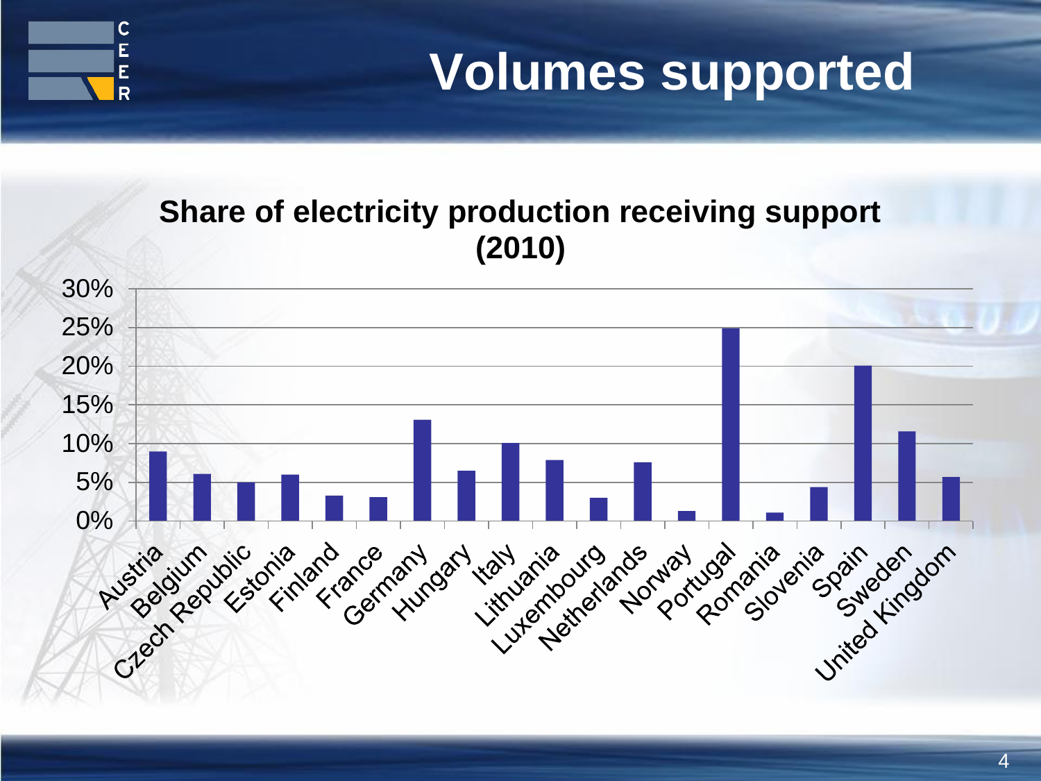# Volumes supported

**Share of electricity production receiving support (2010)**

| Country | Share |
|---|---|
| Austria | 9% |
| Belgium | 6% |
| Czech Republic | 5% |
| Estonia | 6% |
| Finland | 3.3% |
| France | 3.1% |
| Germany | 13% |
| Hungary | 6.5% |
| Italy | 10% |
| Lithuania | 7.9% |
| Luxembourg | 3% |
| Netherlands | 7.6% |
| Norway | 1.3% |
| Portugal | 25% |
| Romania | 1.1% |
| Slovenia | 4.4% |
| Spain | 20% |
| Sweden | 11.6% |
| United Kingdom | 5.7% |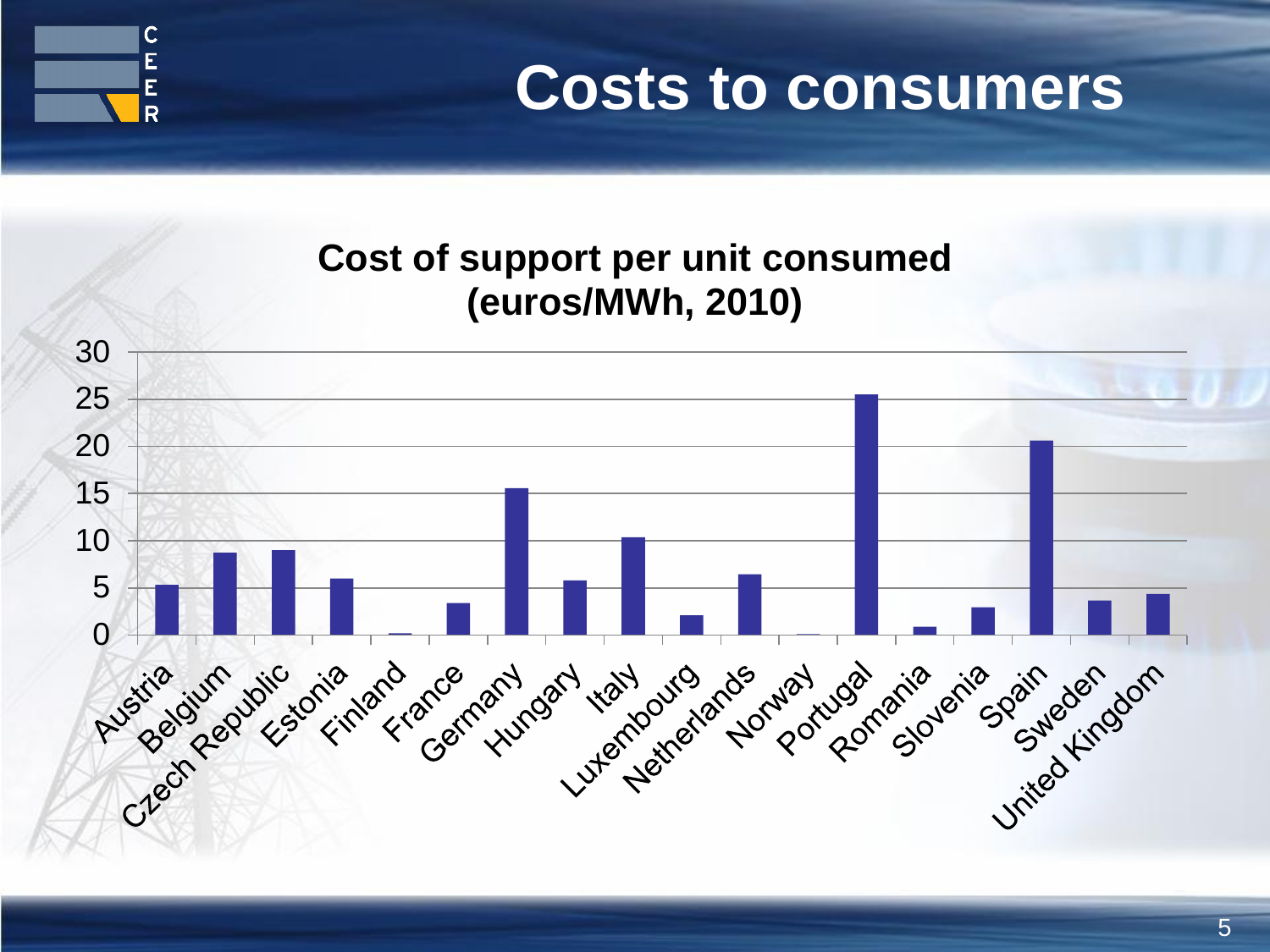# Costs to consumers

**Cost of support per unit consumed (euros/MWh, 2010)**

| Country | Value (euros/MWh, approx.) |
|---|---|
| Austria | 5.3 |
| Belgium | 8.7 |
| Czech Republic | 9.0 |
| Estonia | 6.0 |
| Finland | 0.2 |
| France | 3.4 |
| Germany | 15.6 |
| Hungary | 5.8 |
| Italy | 10.4 |
| Luxembourg | 2.1 |
| Netherlands | 6.4 |
| Norway | 0.1 |
| Portugal | 25.6 |
| Romania | 0.8 |
| Slovenia | 2.9 |
| Spain | 20.6 |
| Sweden | 3.7 |
| United Kingdom | 4.3 |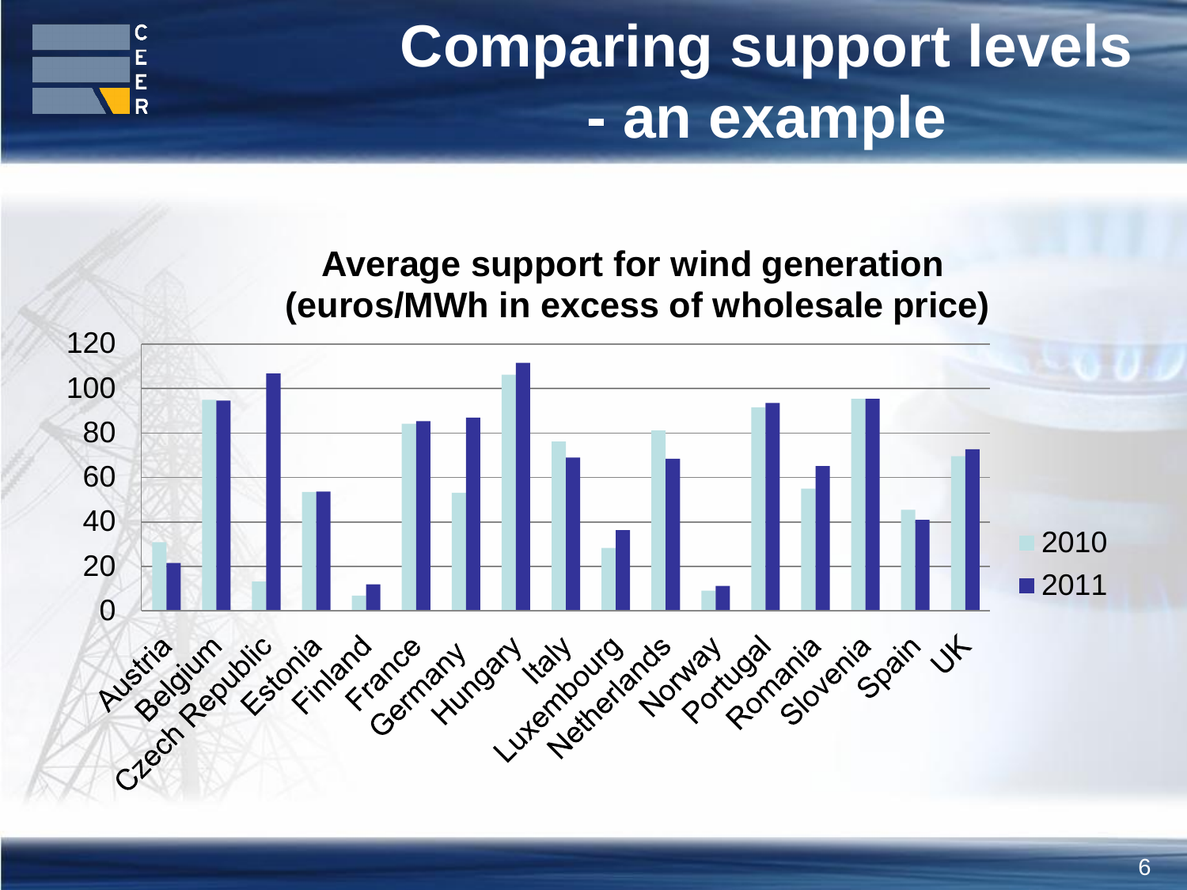# Comparing support levels - an example

**Average support for wind generation (euros/MWh in excess of wholesale price)**

| Country | 2010 | 2011 |
|---|---|---|
| Austria | 31 | 22 |
| Belgium | 95 | 95 |
| Czech Republic | 13 | 107 |
| Estonia | 54 | 54 |
| Finland | 7 | 12 |
| France | 84 | 85 |
| Germany | 53 | 87 |
| Hungary | 106 | 112 |
| Italy | 76 | 69 |
| Luxembourg | 28 | 36 |
| Netherlands | 81 | 68 |
| Norway | 9 | 11 |
| Portugal | 91 | 93 |
| Romania | 55 | 65 |
| Slovenia | 95 | 95 |
| Spain | 45 | 41 |
| UK | 69 | 72 |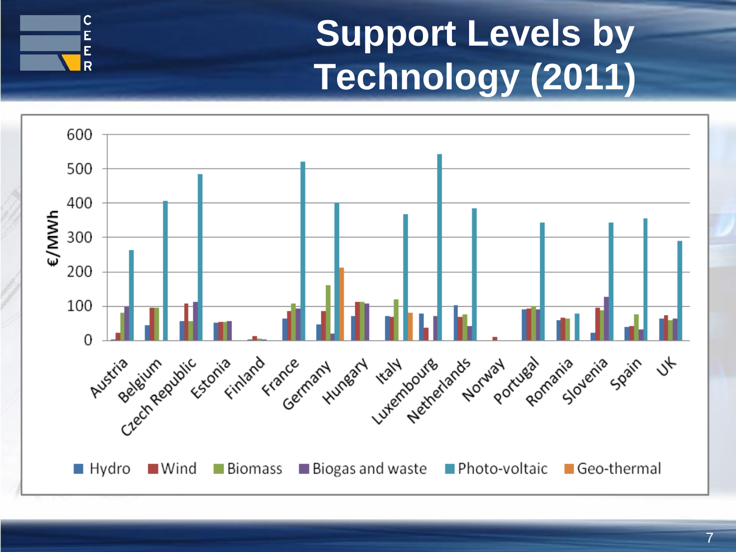# Support Levels by Technology (2011)

€/MWh

600
500
400
300
200
100
0

Austria, Belgium, Czech Republic, Estonia, Finland, France, Germany, Hungary, Italy, Luxembourg, Netherlands, Norway, Portugal, Romania, Slovenia, Spain, UK

Hydro | Wind | Biomass | Biogas and waste | Photo-voltaic | Geo-thermal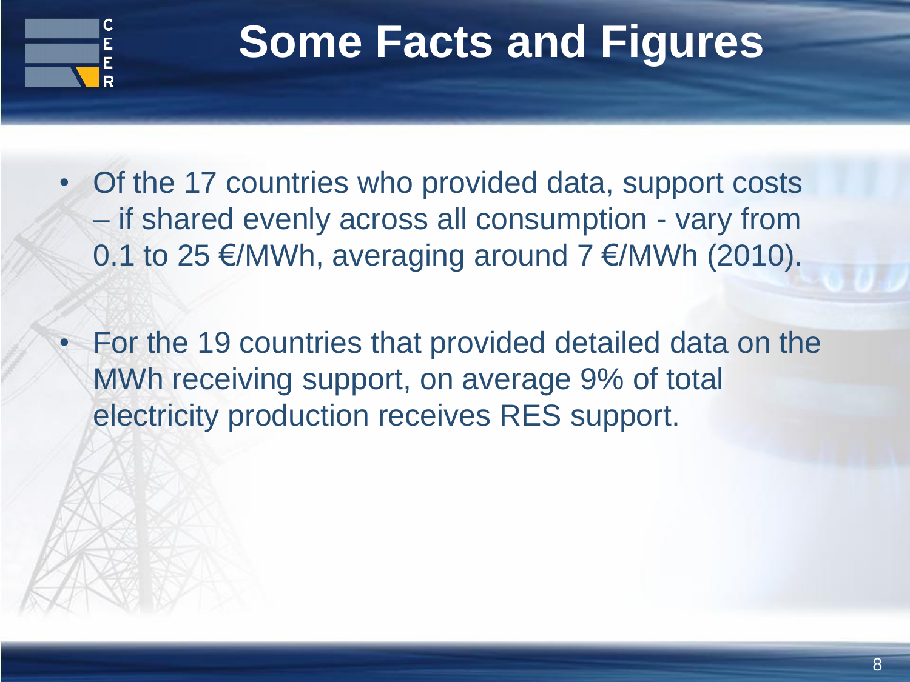# Some Facts and Figures

- Of the 17 countries who provided data, support costs – if shared evenly across all consumption - vary from 0.1 to 25 €/MWh, averaging around 7 €/MWh (2010).
- For the 19 countries that provided detailed data on the MWh receiving support, on average 9% of total electricity production receives RES support.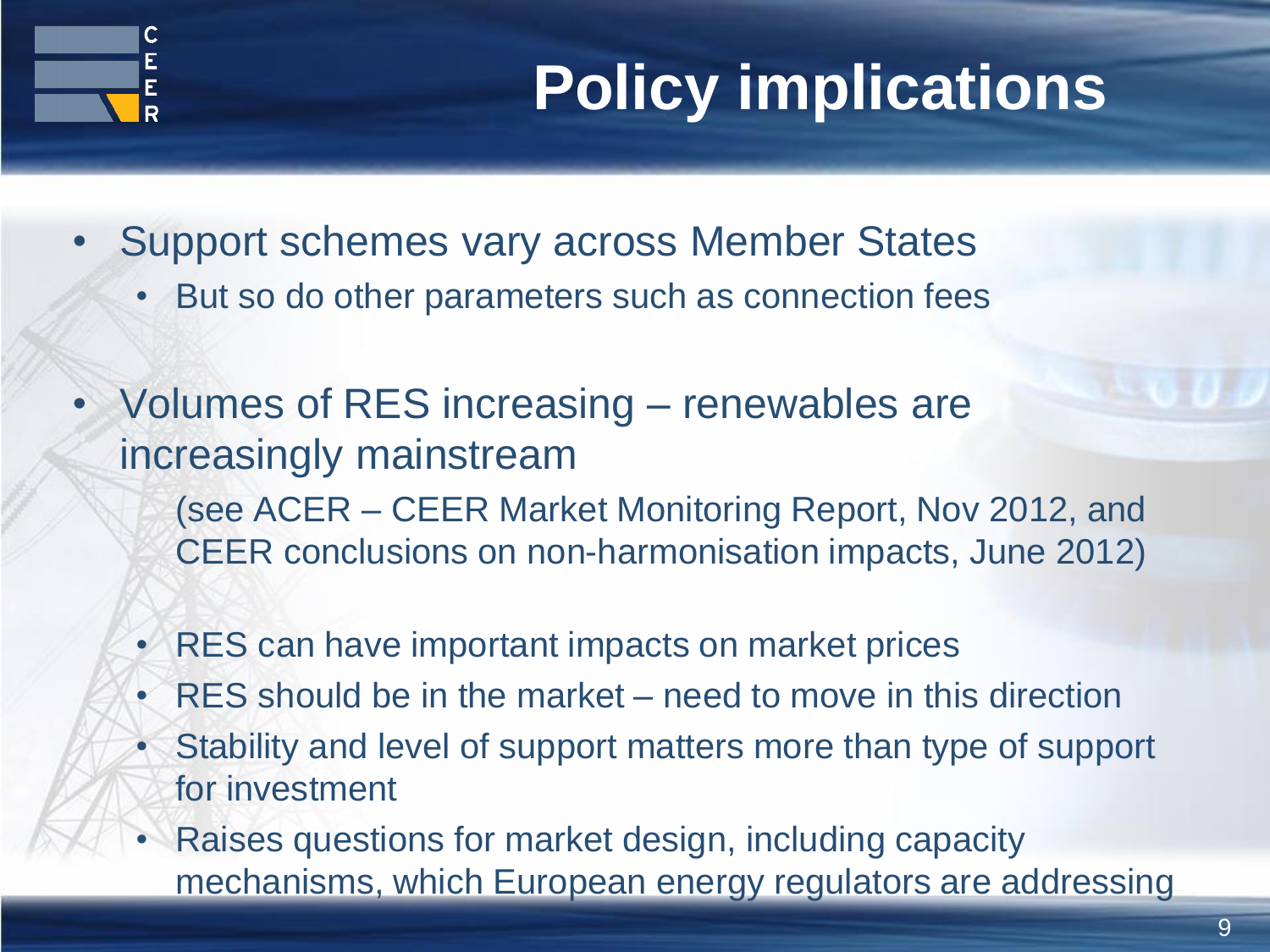# Policy implications

- Support schemes vary across Member States
  - But so do other parameters such as connection fees
- Volumes of RES increasing – renewables are increasingly mainstream

  (see ACER – CEER Market Monitoring Report, Nov 2012, and CEER conclusions on non-harmonisation impacts, June 2012)

  - RES can have important impacts on market prices
  - RES should be in the market – need to move in this direction
  - Stability and level of support matters more than type of support for investment
  - Raises questions for market design, including capacity mechanisms, which European energy regulators are addressing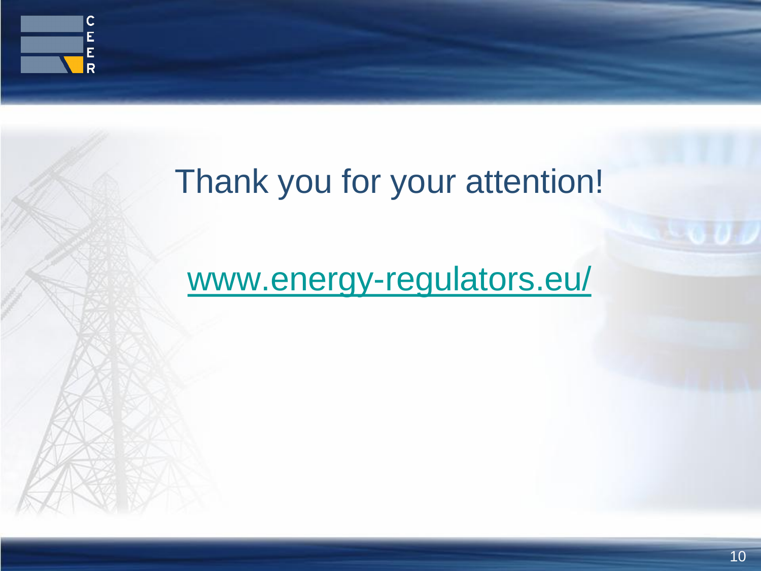Thank you for your attention!

www.energy-regulators.eu/